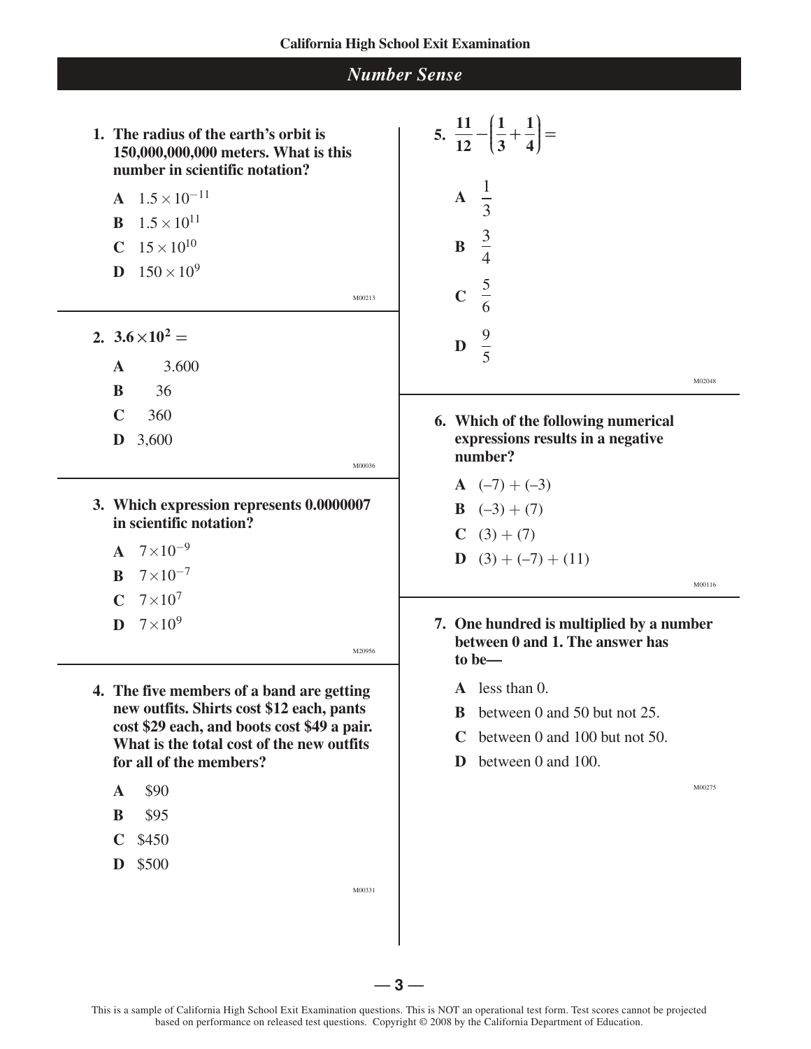## Number Sense

**1. The radius of the earth's orbit is 150,000,000,000 meters. What is this number in scientific notation?**

- **A** $1.5 \times 10^{-11}$
- **B** $1.5 \times 10^{11}$
- **C** $15 \times 10^{10}$
- **D** $150 \times 10^{9}$

M00213

**2.** $\mathbf{3.6 \times 10^{2} =}$

- **A** 3.600
- **B** 36
- **C** 360
- **D** 3,600

M00036

**3. Which expression represents 0.0000007 in scientific notation?**

- **A** $7 \times 10^{-9}$
- **B** $7 \times 10^{-7}$
- **C** $7 \times 10^{7}$
- **D** $7 \times 10^{9}$

M20956

**4. The five members of a band are getting new outfits. Shirts cost $12 each, pants cost $29 each, and boots cost $49 a pair. What is the total cost of the new outfits for all of the members?**

- **A** $90
- **B** $95
- **C** $450
- **D** $500

M00331

**5.** $\mathbf{\frac{11}{12} - \left(\frac{1}{3} + \frac{1}{4}\right) =}$

- **A** $\frac{1}{3}$
- **B** $\frac{3}{4}$
- **C** $\frac{5}{6}$
- **D** $\frac{9}{5}$

M02048

**6. Which of the following numerical expressions results in a negative number?**

- **A** (–7) + (–3)
- **B** (–3) + (7)
- **C** (3) + (7)
- **D** (3) + (–7) + (11)

M00116

**7. One hundred is multiplied by a number between 0 and 1. The answer has to be—**

- **A** less than 0.
- **B** between 0 and 50 but not 25.
- **C** between 0 and 100 but not 50.
- **D** between 0 and 100.

M00275

This is a sample of California High School Exit Examination questions. This is NOT an operational test form. Test scores cannot be projected based on performance on released test questions. Copyright © 2008 by the California Department of Education.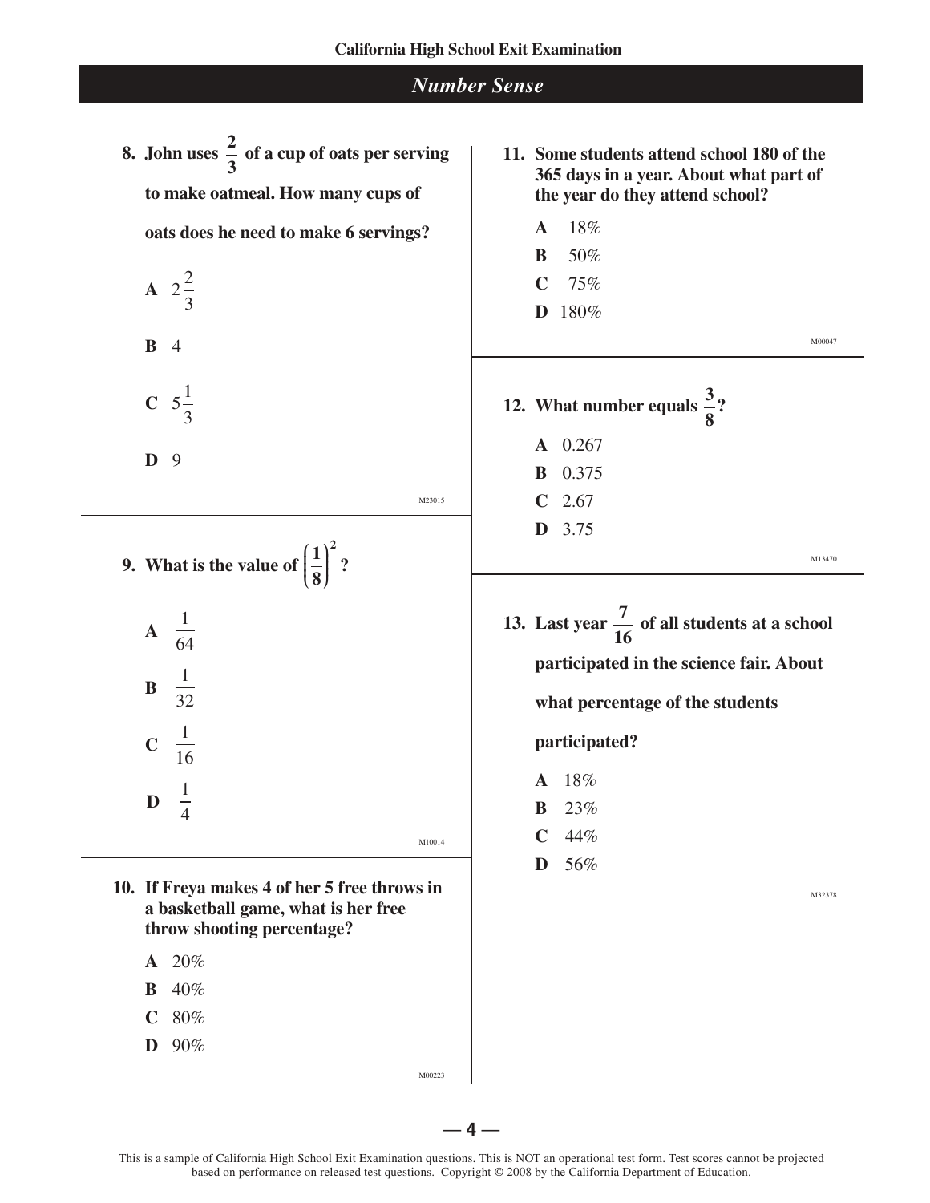## Number Sense

**8. John uses $\frac{2}{3}$ of a cup of oats per serving to make oatmeal. How many cups of oats does he need to make 6 servings?**

**A** $2\frac{2}{3}$

**B** 4

**C** $5\frac{1}{3}$

**D** 9

M23015

**9. What is the value of $\left(\frac{1}{8}\right)^2$?**

**A** $\frac{1}{64}$

**B** $\frac{1}{32}$

**C** $\frac{1}{16}$

**D** $\frac{1}{4}$

M10014

**10. If Freya makes 4 of her 5 free throws in a basketball game, what is her free throw shooting percentage?**

**A** 20%

**B** 40%

**C** 80%

**D** 90%

M00223

**11. Some students attend school 180 of the 365 days in a year. About what part of the year do they attend school?**

**A** 18%

**B** 50%

**C** 75%

**D** 180%

M00047

**12. What number equals $\frac{3}{8}$?**

**A** 0.267

**B** 0.375

**C** 2.67

**D** 3.75

M13470

**13. Last year $\frac{7}{16}$ of all students at a school participated in the science fair. About what percentage of the students participated?**

**A** 18%

**B** 23%

**C** 44%

**D** 56%

M32378

This is a sample of California High School Exit Examination questions. This is NOT an operational test form. Test scores cannot be projected based on performance on released test questions. Copyright © 2008 by the California Department of Education.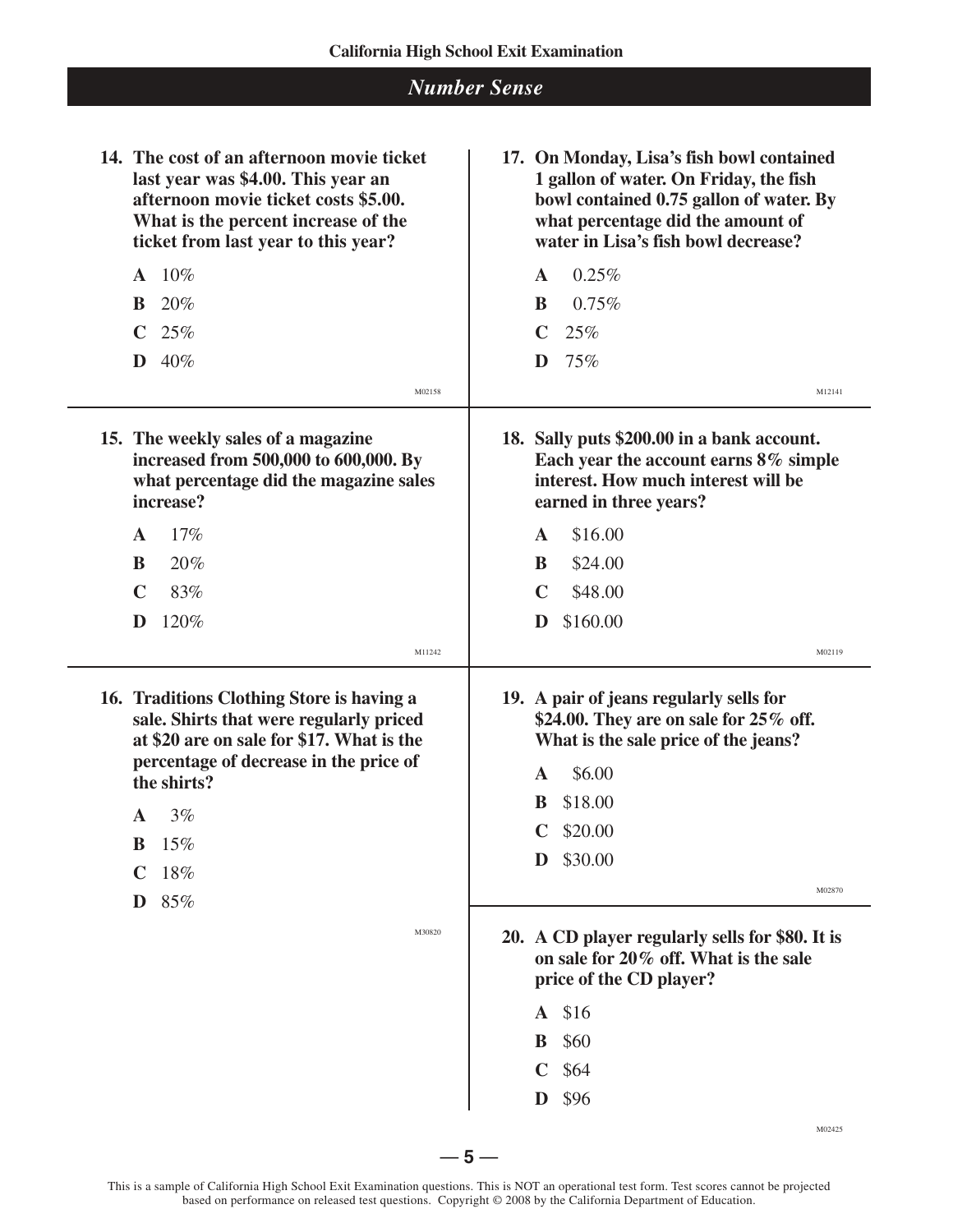## *Number Sense*

**14. The cost of an afternoon movie ticket last year was \$4.00. This year an afternoon movie ticket costs \$5.00. What is the percent increase of the ticket from last year to this year?**

**A** 10%

**B** 20%

**C** 25%

**D** 40%

M02158

**15. The weekly sales of a magazine increased from 500,000 to 600,000. By what percentage did the magazine sales increase?**

**A** 17%

**B** 20%

**C** 83%

**D** 120%

M11242

**16. Traditions Clothing Store is having a sale. Shirts that were regularly priced at \$20 are on sale for \$17. What is the percentage of decrease in the price of the shirts?**

**A** 3%

**B** 15%

**C** 18%

**D** 85%

M30820

**17. On Monday, Lisa's fish bowl contained 1 gallon of water. On Friday, the fish bowl contained 0.75 gallon of water. By what percentage did the amount of water in Lisa's fish bowl decrease?**

**A** 0.25%

**B** 0.75%

**C** 25%

**D** 75%

M12141

**18. Sally puts \$200.00 in a bank account. Each year the account earns 8% simple interest. How much interest will be earned in three years?**

**A** \$16.00

**B** \$24.00

**C** \$48.00

**D** \$160.00

M02119

**19. A pair of jeans regularly sells for \$24.00. They are on sale for 25% off. What is the sale price of the jeans?**

**A** \$6.00

**B** \$18.00

**C** \$20.00

**D** \$30.00

M02870

**20. A CD player regularly sells for \$80. It is on sale for 20% off. What is the sale price of the CD player?**

**A** \$16

**B** \$60

**C** \$64

**D** \$96

M02425

This is a sample of California High School Exit Examination questions. This is NOT an operational test form. Test scores cannot be projected based on performance on released test questions. Copyright © 2008 by the California Department of Education.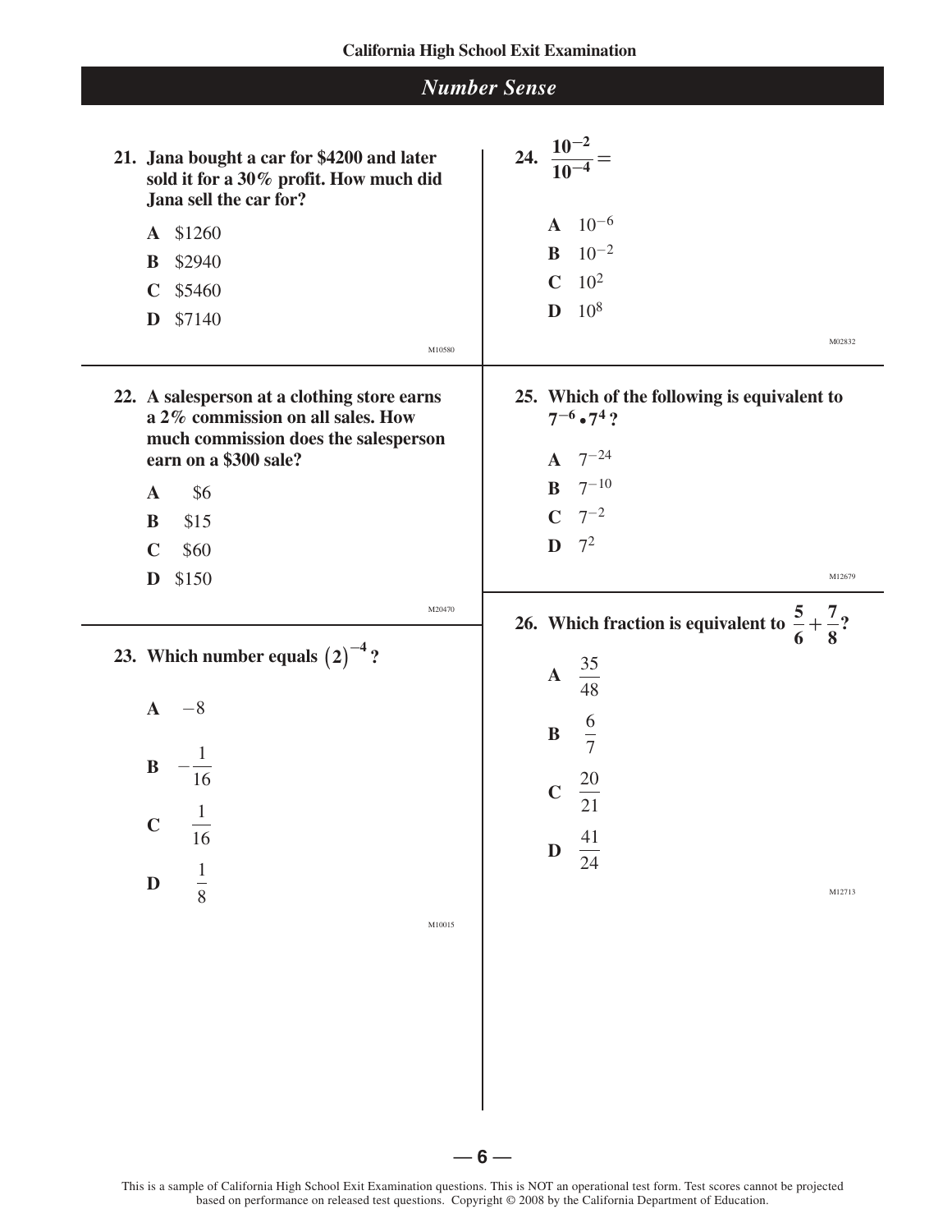## Number Sense

**21. Jana bought a car for $4200 and later sold it for a 30% profit. How much did Jana sell the car for?**

**A** $1260

**B** $2940

**C** $5460

**D** $7140

M10580

**22. A salesperson at a clothing store earns a 2% commission on all sales. How much commission does the salesperson earn on a $300 sale?**

**A** $6

**B** $15

**C** $60

**D** $150

M20470

**23. Which number equals $(2)^{-4}$?**

**A** $-8$

**B** $-\frac{1}{16}$

**C** $\frac{1}{16}$

**D** $\frac{1}{8}$

M10015

**24.** $\frac{10^{-2}}{10^{-4}} =$

**A** $10^{-6}$

**B** $10^{-2}$

**C** $10^{2}$

**D** $10^{8}$

M02832

**25. Which of the following is equivalent to $7^{-6} \bullet 7^{4}$?**

**A** $7^{-24}$

**B** $7^{-10}$

**C** $7^{-2}$

**D** $7^{2}$

M12679

**26. Which fraction is equivalent to $\frac{5}{6} + \frac{7}{8}$?**

**A** $\frac{35}{48}$

**B** $\frac{6}{7}$

**C** $\frac{20}{21}$

**D** $\frac{41}{24}$

M12713

This is a sample of California High School Exit Examination questions. This is NOT an operational test form. Test scores cannot be projected based on performance on released test questions. Copyright © 2008 by the California Department of Education.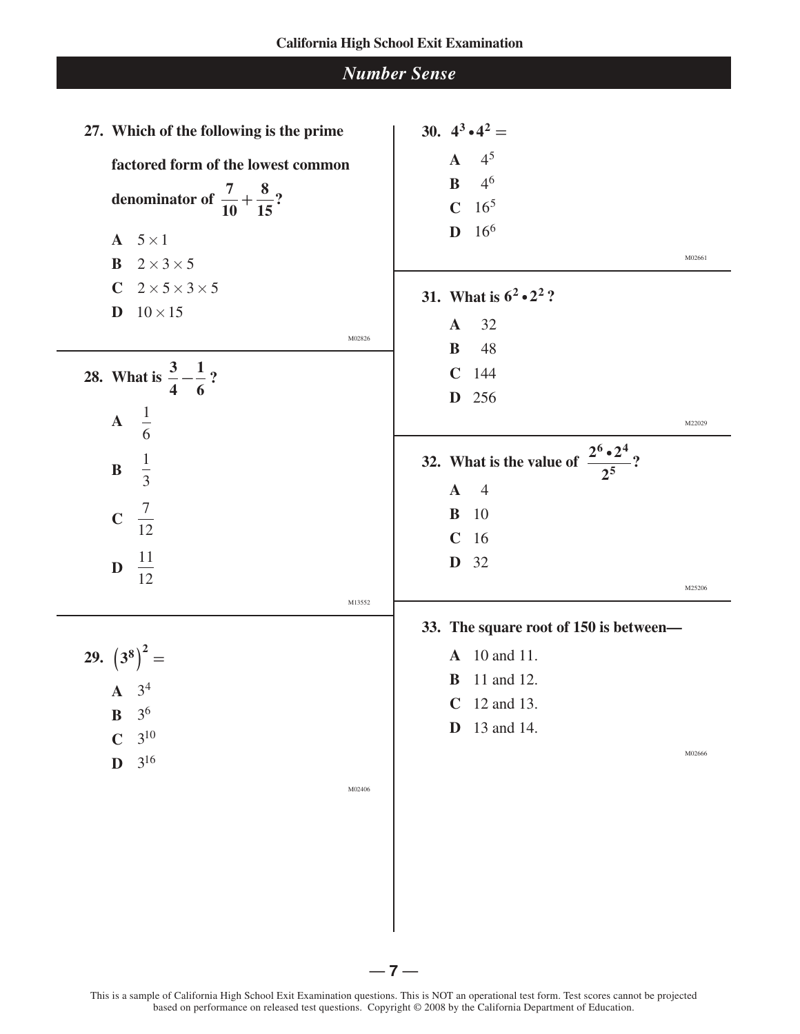## Number Sense

**27. Which of the following is the prime factored form of the lowest common denominator of $\frac{7}{10} + \frac{8}{15}$?**

**A** $5 \times 1$

**B** $2 \times 3 \times 5$

**C** $2 \times 5 \times 3 \times 5$

**D** $10 \times 15$

M02826

**28. What is $\frac{3}{4} - \frac{1}{6}$?**

**A** $\frac{1}{6}$

**B** $\frac{1}{3}$

**C** $\frac{7}{12}$

**D** $\frac{11}{12}$

M13552

**29. $\left(3^8\right)^2 =$**

**A** $3^4$

**B** $3^6$

**C** $3^{10}$

**D** $3^{16}$

M02406

**30. $4^3 \bullet 4^2 =$**

**A** $4^5$

**B** $4^6$

**C** $16^5$

**D** $16^6$

M02661

**31. What is $6^2 \bullet 2^2$?**

**A** 32

**B** 48

**C** 144

**D** 256

M22029

**32. What is the value of $\frac{2^6 \bullet 2^4}{2^5}$?**

**A** 4

**B** 10

**C** 16

**D** 32

M25206

**33. The square root of 150 is between—**

**A** 10 and 11.

**B** 11 and 12.

**C** 12 and 13.

**D** 13 and 14.

M02666

This is a sample of California High School Exit Examination questions. This is NOT an operational test form. Test scores cannot be projected based on performance on released test questions. Copyright © 2008 by the California Department of Education.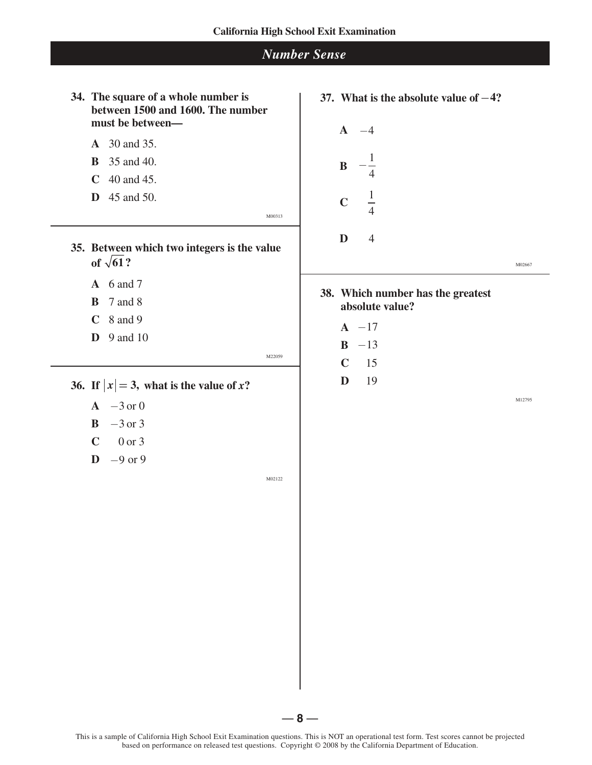## Number Sense

**34. The square of a whole number is between 1500 and 1600. The number must be between—**

**A** 30 and 35.

**B** 35 and 40.

**C** 40 and 45.

**D** 45 and 50.

M00313

**35. Between which two integers is the value of $\sqrt{61}$?**

**A** 6 and 7

**B** 7 and 8

**C** 8 and 9

**D** 9 and 10

M22059

**36. If $|x| = 3$, what is the value of $x$?**

**A** $-3$ or 0

**B** $-3$ or 3

**C** 0 or 3

**D** $-9$ or 9

M02122

**37. What is the absolute value of $-4$?**

**A** $-4$

**B** $-\frac{1}{4}$

**C** $\frac{1}{4}$

**D** 4

M02667

**38. Which number has the greatest absolute value?**

**A** $-17$

**B** $-13$

**C** 15

**D** 19

M12795

This is a sample of California High School Exit Examination questions. This is NOT an operational test form. Test scores cannot be projected based on performance on released test questions. Copyright © 2008 by the California Department of Education.